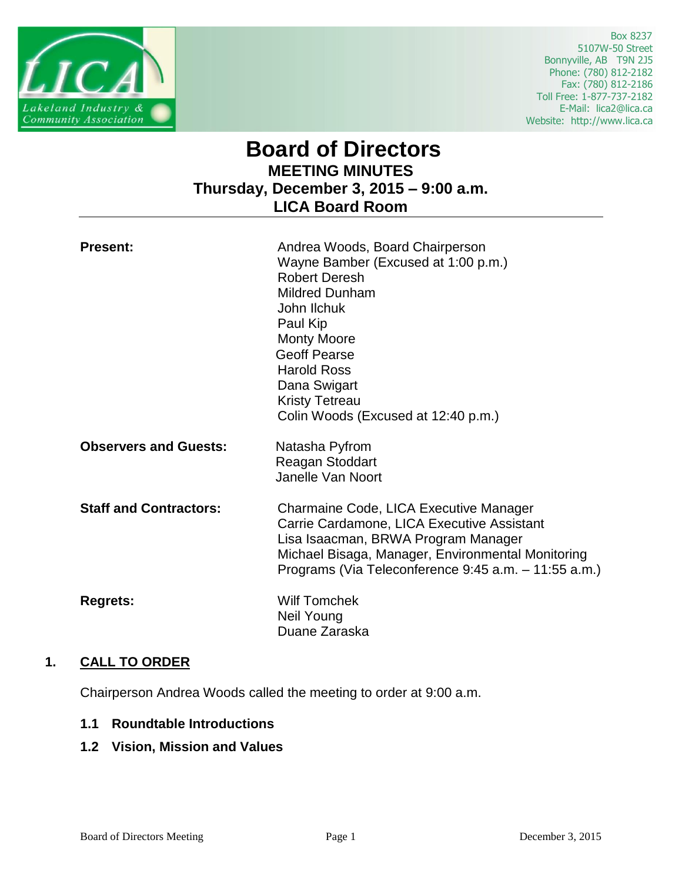Lakeland Industry & Community Association

Box 8237
5107W-50 Street
Bonnyville, AB T9N 2J5
Phone: (780) 812-2182
Fax: (780) 812-2186
Toll Free: 1-877-737-2182
E-Mail: lica2@lica.ca
Website: http://www.lica.ca

# Board of Directors

## MEETING MINUTES

## Thursday, December 3, 2015 – 9:00 a.m.

## LICA Board Room

---

**Present:**

Andrea Woods, Board Chairperson
Wayne Bamber (Excused at 1:00 p.m.)
Robert Deresh
Mildred Dunham
John Ilchuk
Paul Kip
Monty Moore
Geoff Pearse
Harold Ross
Dana Swigart
Kristy Tetreau
Colin Woods (Excused at 12:40 p.m.)

**Observers and Guests:**

Natasha Pyfrom
Reagan Stoddart
Janelle Van Noort

**Staff and Contractors:**

Charmaine Code, LICA Executive Manager
Carrie Cardamone, LICA Executive Assistant
Lisa Isaacman, BRWA Program Manager
Michael Bisaga, Manager, Environmental Monitoring Programs (Via Teleconference 9:45 a.m. – 11:55 a.m.)

**Regrets:**

Wilf Tomchek
Neil Young
Duane Zaraska

## 1. CALL TO ORDER

Chairperson Andrea Woods called the meeting to order at 9:00 a.m.

### 1.1 Roundtable Introductions

### 1.2 Vision, Mission and Values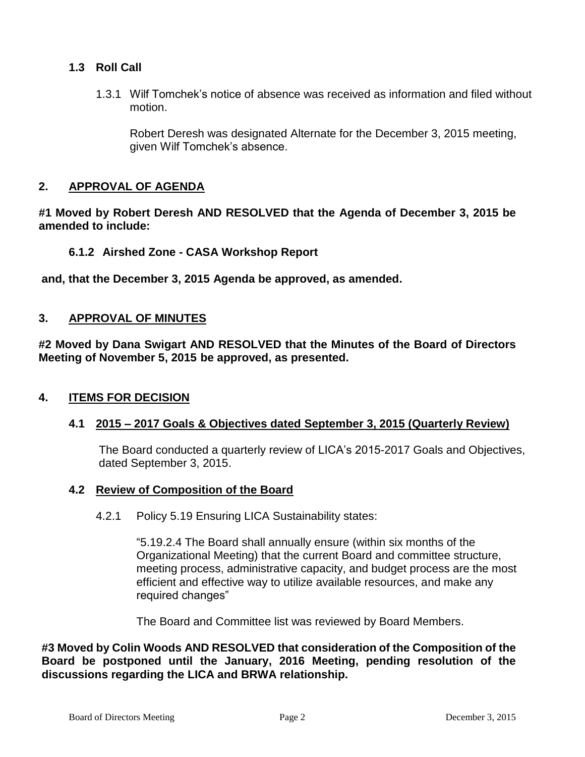### 1.3 Roll Call

1.3.1 Wilf Tomchek's notice of absence was received as information and filed without motion.

Robert Deresh was designated Alternate for the December 3, 2015 meeting, given Wilf Tomchek's absence.

## 2. APPROVAL OF AGENDA

**#1 Moved by Robert Deresh AND RESOLVED that the Agenda of December 3, 2015 be amended to include:**

**6.1.2 Airshed Zone - CASA Workshop Report**

**and, that the December 3, 2015 Agenda be approved, as amended.**

## 3. APPROVAL OF MINUTES

**#2 Moved by Dana Swigart AND RESOLVED that the Minutes of the Board of Directors Meeting of November 5, 2015 be approved, as presented.**

## 4. ITEMS FOR DECISION

### 4.1 2015 – 2017 Goals & Objectives dated September 3, 2015 (Quarterly Review)

The Board conducted a quarterly review of LICA's 2015-2017 Goals and Objectives, dated September 3, 2015.

### 4.2 Review of Composition of the Board

4.2.1 Policy 5.19 Ensuring LICA Sustainability states:

"5.19.2.4 The Board shall annually ensure (within six months of the Organizational Meeting) that the current Board and committee structure, meeting process, administrative capacity, and budget process are the most efficient and effective way to utilize available resources, and make any required changes"

The Board and Committee list was reviewed by Board Members.

**#3 Moved by Colin Woods AND RESOLVED that consideration of the Composition of the Board be postponed until the January, 2016 Meeting, pending resolution of the discussions regarding the LICA and BRWA relationship.**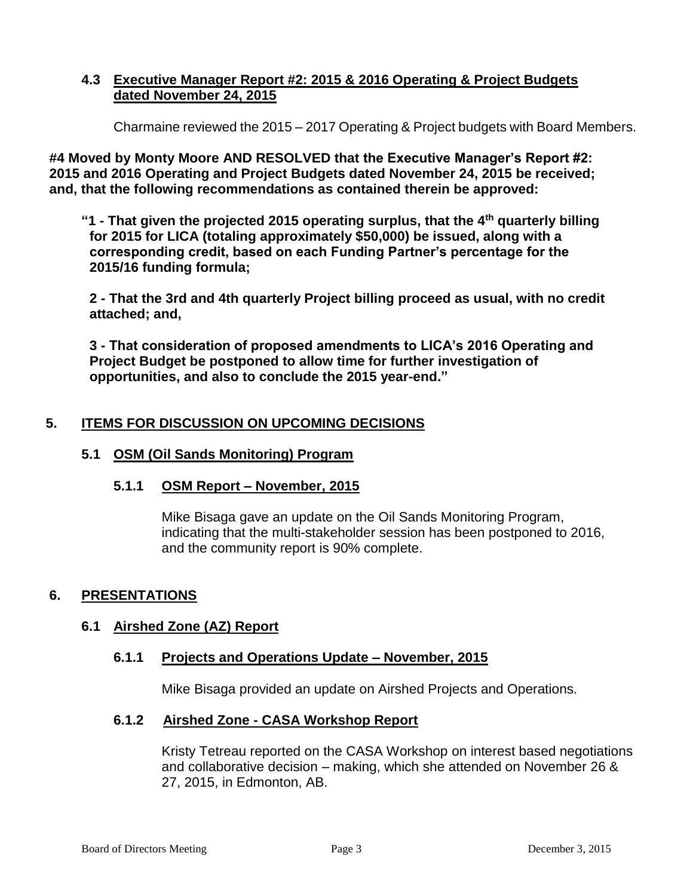### 4.3 Executive Manager Report #2: 2015 & 2016 Operating & Project Budgets dated November 24, 2015

Charmaine reviewed the 2015 – 2017 Operating & Project budgets with Board Members.

**#4 Moved by Monty Moore AND RESOLVED that the Executive Manager's Report #2: 2015 and 2016 Operating and Project Budgets dated November 24, 2015 be received; and, that the following recommendations as contained therein be approved:**

**"1 - That given the projected 2015 operating surplus, that the 4th quarterly billing for 2015 for LICA (totaling approximately $50,000) be issued, along with a corresponding credit, based on each Funding Partner's percentage for the 2015/16 funding formula;**

**2 - That the 3rd and 4th quarterly Project billing proceed as usual, with no credit attached; and,**

**3 - That consideration of proposed amendments to LICA's 2016 Operating and Project Budget be postponed to allow time for further investigation of opportunities, and also to conclude the 2015 year-end."**

## 5. ITEMS FOR DISCUSSION ON UPCOMING DECISIONS

### 5.1 OSM (Oil Sands Monitoring) Program

#### 5.1.1 OSM Report – November, 2015

Mike Bisaga gave an update on the Oil Sands Monitoring Program, indicating that the multi-stakeholder session has been postponed to 2016, and the community report is 90% complete.

## 6. PRESENTATIONS

### 6.1 Airshed Zone (AZ) Report

#### 6.1.1 Projects and Operations Update – November, 2015

Mike Bisaga provided an update on Airshed Projects and Operations.

#### 6.1.2 Airshed Zone - CASA Workshop Report

Kristy Tetreau reported on the CASA Workshop on interest based negotiations and collaborative decision – making, which she attended on November 26 & 27, 2015, in Edmonton, AB.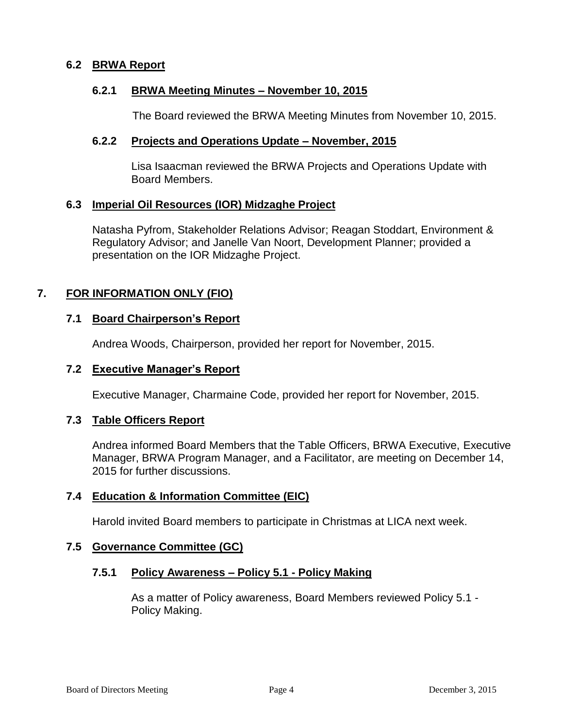### 6.2 BRWA Report

#### 6.2.1 BRWA Meeting Minutes – November 10, 2015

The Board reviewed the BRWA Meeting Minutes from November 10, 2015.

#### 6.2.2 Projects and Operations Update – November, 2015

Lisa Isaacman reviewed the BRWA Projects and Operations Update with Board Members.

### 6.3 Imperial Oil Resources (IOR) Midzaghe Project

Natasha Pyfrom, Stakeholder Relations Advisor; Reagan Stoddart, Environment & Regulatory Advisor; and Janelle Van Noort, Development Planner; provided a presentation on the IOR Midzaghe Project.

## 7. FOR INFORMATION ONLY (FIO)

### 7.1 Board Chairperson's Report

Andrea Woods, Chairperson, provided her report for November, 2015.

### 7.2 Executive Manager's Report

Executive Manager, Charmaine Code, provided her report for November, 2015.

### 7.3 Table Officers Report

Andrea informed Board Members that the Table Officers, BRWA Executive, Executive Manager, BRWA Program Manager, and a Facilitator, are meeting on December 14, 2015 for further discussions.

### 7.4 Education & Information Committee (EIC)

Harold invited Board members to participate in Christmas at LICA next week.

### 7.5 Governance Committee (GC)

#### 7.5.1 Policy Awareness – Policy 5.1 - Policy Making

As a matter of Policy awareness, Board Members reviewed Policy 5.1 - Policy Making.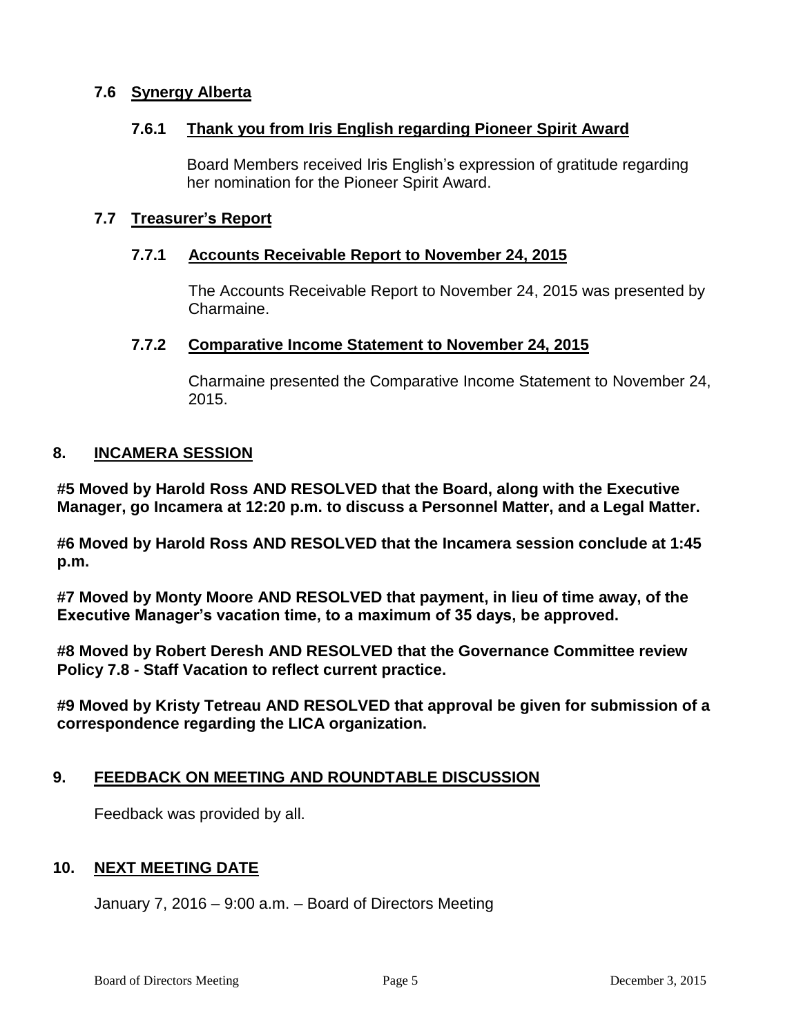### 7.6 Synergy Alberta

#### 7.6.1 Thank you from Iris English regarding Pioneer Spirit Award

Board Members received Iris English's expression of gratitude regarding her nomination for the Pioneer Spirit Award.

### 7.7 Treasurer's Report

#### 7.7.1 Accounts Receivable Report to November 24, 2015

The Accounts Receivable Report to November 24, 2015 was presented by Charmaine.

#### 7.7.2 Comparative Income Statement to November 24, 2015

Charmaine presented the Comparative Income Statement to November 24, 2015.

## 8. INCAMERA SESSION

**#5 Moved by Harold Ross AND RESOLVED that the Board, along with the Executive Manager, go Incamera at 12:20 p.m. to discuss a Personnel Matter, and a Legal Matter.**

**#6 Moved by Harold Ross AND RESOLVED that the Incamera session conclude at 1:45 p.m.**

**#7 Moved by Monty Moore AND RESOLVED that payment, in lieu of time away, of the Executive Manager's vacation time, to a maximum of 35 days, be approved.**

**#8 Moved by Robert Deresh AND RESOLVED that the Governance Committee review Policy 7.8 - Staff Vacation to reflect current practice.**

**#9 Moved by Kristy Tetreau AND RESOLVED that approval be given for submission of a correspondence regarding the LICA organization.**

## 9. FEEDBACK ON MEETING AND ROUNDTABLE DISCUSSION

Feedback was provided by all.

## 10. NEXT MEETING DATE

January 7, 2016 – 9:00 a.m. – Board of Directors Meeting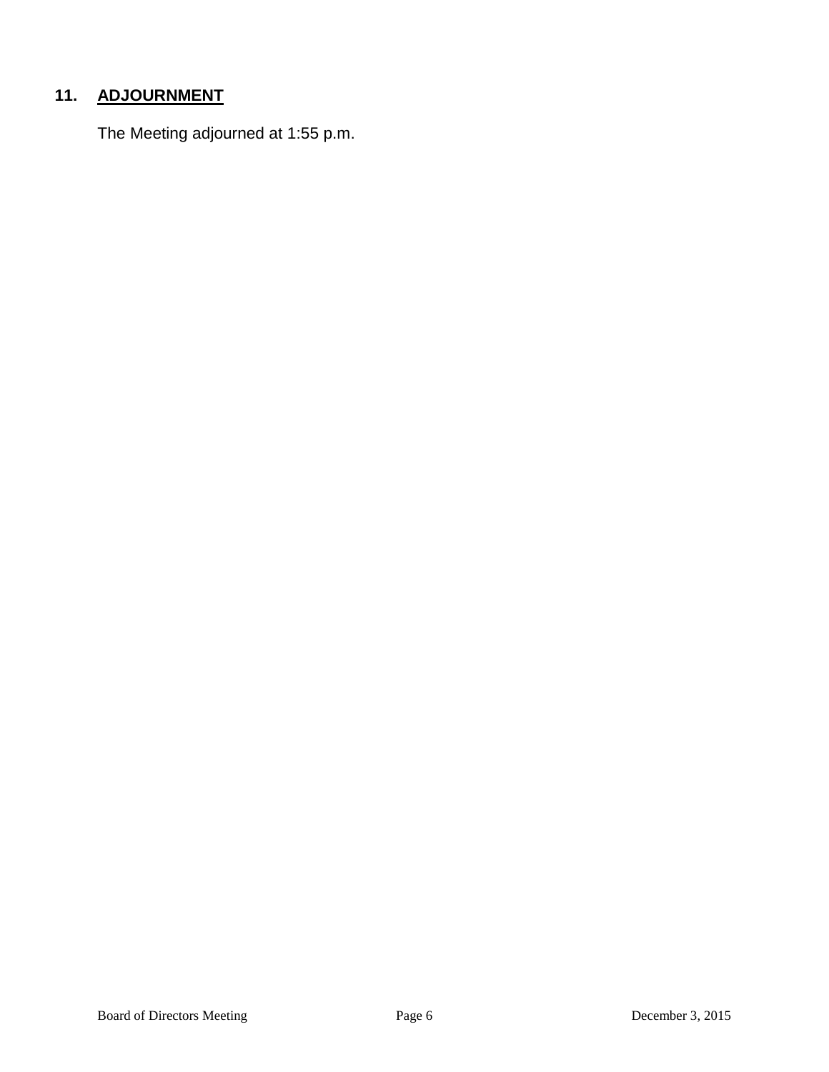## 11. ADJOURNMENT

The Meeting adjourned at 1:55 p.m.